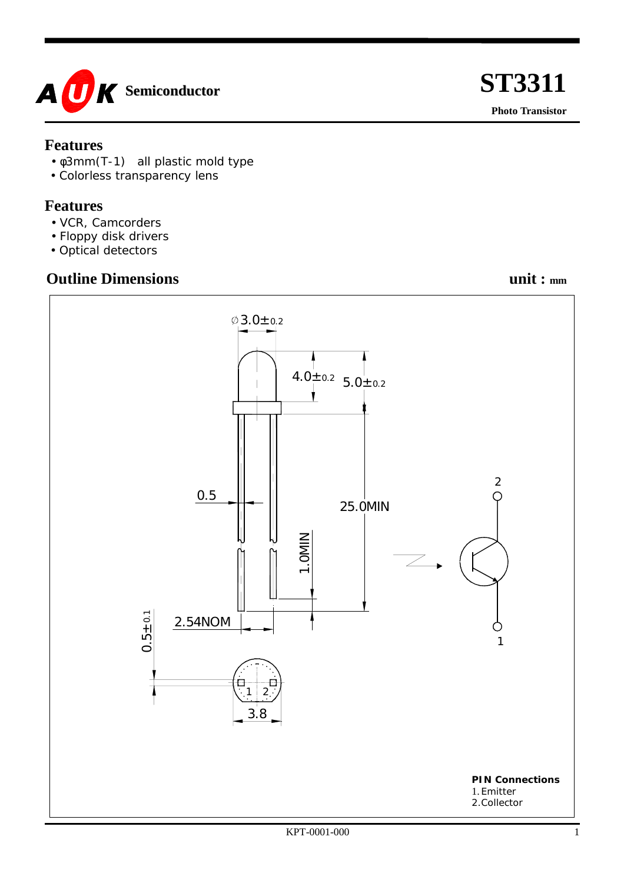AUK Semiconductor

# ST3311

**Photo Transistor**

## Features

- φ3mm(T-1)   all plastic mold type
- Colorless transparency lens

## Features

- VCR, Camcorders
- Floppy disk drivers
- Optical detectors

## Outline Dimensions

**unit : mm**

∅3.0±0.2

4.0±0.2

5.0±0.2

0.5

25.0MIN

1.0MIN

2.54NOM

0.5±0.1

3.8

**PIN Connections**
1. Emitter
2. Collector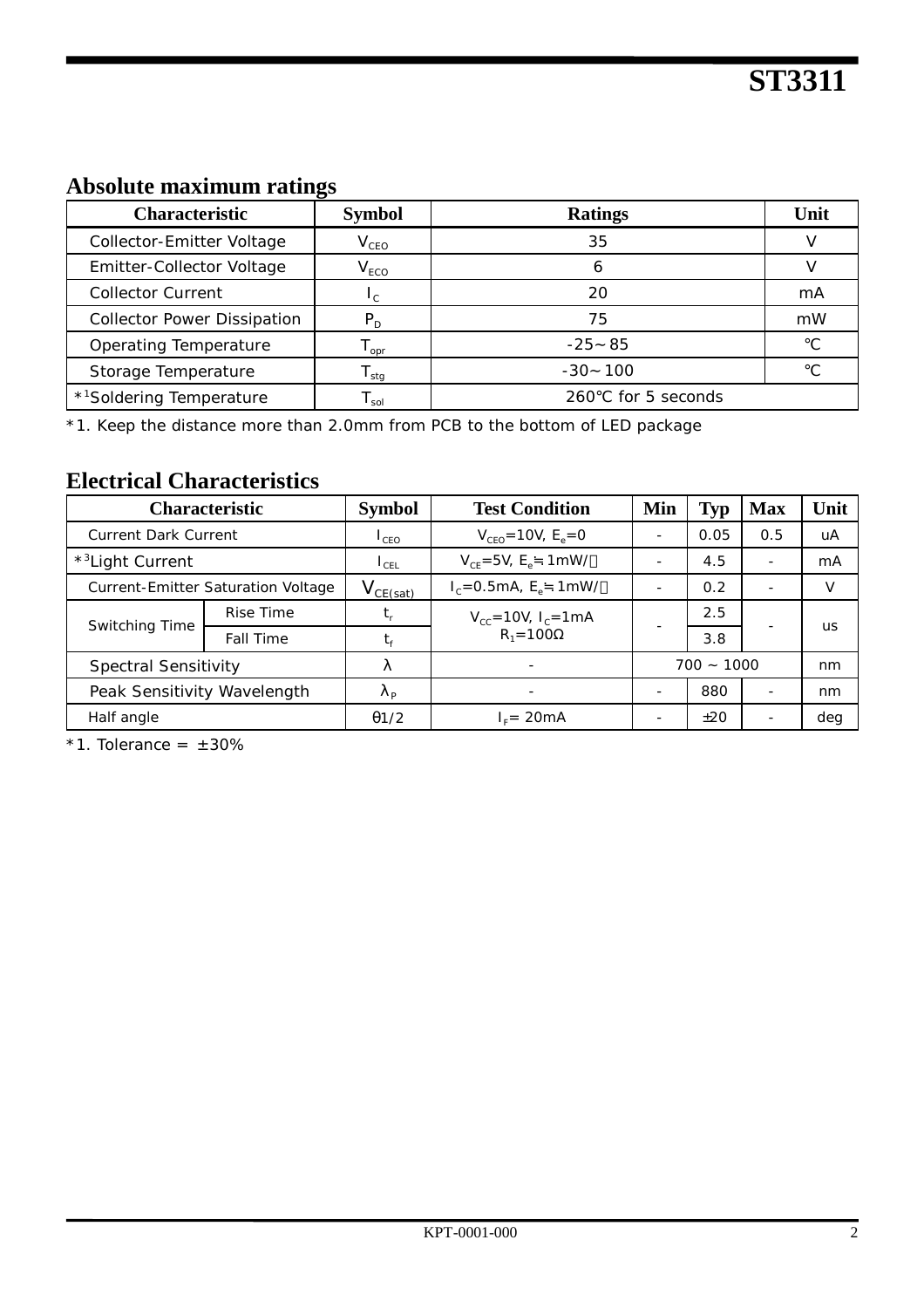## Absolute maximum ratings

| Characteristic | Symbol | Ratings | Unit |
|---|---|---|---|
| Collector-Emitter Voltage | $V_{CEO}$ | 35 | V |
| Emitter-Collector Voltage | $V_{ECO}$ | 6 | V |
| Collector Current | $I_C$ | 20 | mA |
| Collector Power Dissipation | $P_D$ | 75 | mW |
| Operating Temperature | $T_{opr}$ | -25～85 | ℃ |
| Storage Temperature | $T_{stg}$ | -30～100 | ℃ |
| *[1]Soldering Temperature | $T_{sol}$ | 260℃ for 5 seconds | |

*1. Keep the distance more than 2.0mm from PCB to the bottom of LED package

## Electrical Characteristics

| Characteristic | | Symbol | Test Condition | Min | Typ | Max | Unit |
|---|---|---|---|---|---|---|---|
| Current Dark Current | | $I_{CEO}$ | $V_{CEO}$=10V, $E_e$=0 | - | 0.05 | 0.5 | uA |
| *[3]Light Current | | $I_{CEL}$ | $V_{CE}$=5V, $E_e$≒1mW/㎠ | - | 4.5 | - | mA |
| Current-Emitter Saturation Voltage | | $V_{CE(sat)}$ | $I_C$=0.5mA, $E_e$≒1mW/㎠ | - | 0.2 | - | V |
| Switching Time | Rise Time | $t_r$ | $V_{CC}$=10V, $I_C$=1mA $R_1$=100Ω | - | 2.5 | - | us |
| | Fall Time | $t_f$ | | | 3.8 | | |
| Spectral Sensitivity | | λ | - | 700 ~ 1000 | | | nm |
| Peak Sensitivity Wavelength | | $\lambda_P$ | - | - | 880 | - | nm |
| Half angle | | $\theta 1/2$ | $I_F$= 20mA | - | ±20 | - | deg |

*1. Tolerance = ±30%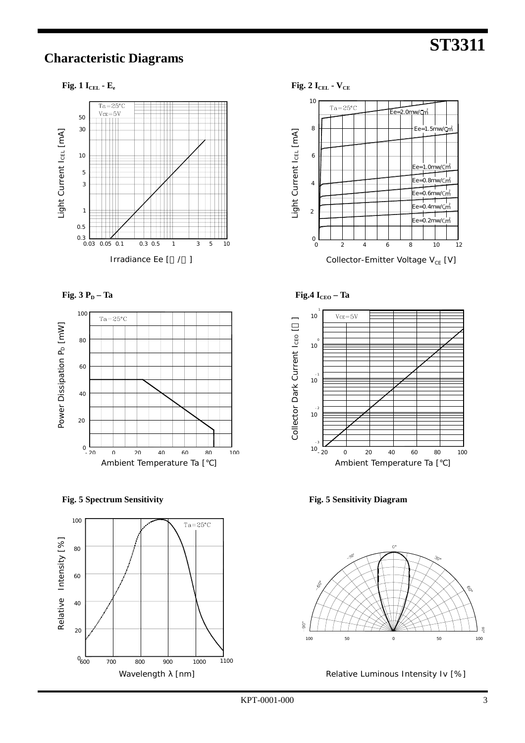## Characteristic Diagrams

**Fig. 1 $I_{CEL}$ - $E_e$**

Ta=25°C
VCE=5V
Light Current ICEL [mA]
50
30
10
5
3
1
0.5
0.3
0.03 0.05 0.1 0.3 0.5 1 3 5 10
Irradiance Ee [ / ]

**Fig. 2 $I_{CEL}$ - $V_{CE}$**

Ta=25°C
Ee=2.0mw/cm²
Ee=1.5mw/cm²
Ee=1.0mw/cm²
Ee=0.8mw/cm²
Ee=0.6mw/cm²
Ee=0.4mw/cm²
Ee=0.2mw/cm²
Light Current ICEL [mA]
10
8
6
4
2
0
0 2 4 6 8 10 12
Collector-Emitter Voltage $V_{CE}$ [V]

**Fig. 3 $P_D$ – Ta**

Ta=25°C
Power Dissipation PD [mW]
100
80
60
40
20
0
-20 0 20 40 60 80 100
Ambient Temperature Ta [℃]

**Fig.4 $I_{CEO}$ – Ta**

VCE=5V
Collector Dark Current ICEO [ ]
$10^{1}$
$10^{0}$
$10^{-1}$
$10^{-2}$
$10^{-3}$
-20 0 20 40 60 80 100
Ambient Temperature Ta [℃]

**Fig. 5 Spectrum Sensitivity**

Ta=25°C
Relative Intensity [%]
100
80
60
40
20
0
600 700 800 900 1000 1100
Wavelength λ [nm]

**Fig. 5 Sensitivity Diagram**

0°
-30° 30°
-60° 60°
-90° 90°
100 50 0 50 100
Relative Luminous Intensity Iv [%]

KPT-0001-000